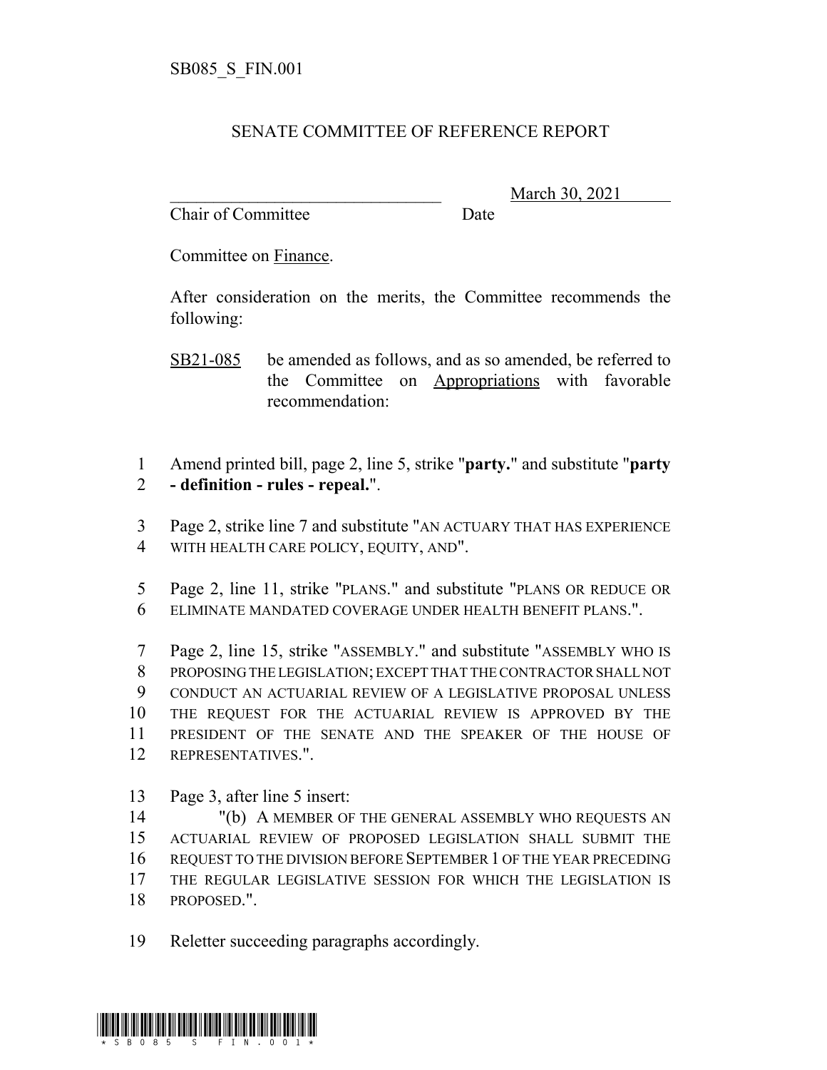SB085_S_FIN.001

# SENATE COMMITTEE OF REFERENCE REPORT

________________________________ March 30, 2021
Chair of Committee Date

Committee on Finance.

After consideration on the merits, the Committee recommends the following:

SB21-085 be amended as follows, and as so amended, be referred to the Committee on Appropriations with favorable recommendation:

1 Amend printed bill, page 2, line 5, strike "**party.**" and substitute "**party**
2 **- definition - rules - repeal.**".

3 Page 2, strike line 7 and substitute "AN ACTUARY THAT HAS EXPERIENCE
4 WITH HEALTH CARE POLICY, EQUITY, AND".

5 Page 2, line 11, strike "PLANS." and substitute "PLANS OR REDUCE OR
6 ELIMINATE MANDATED COVERAGE UNDER HEALTH BENEFIT PLANS.".

7 Page 2, line 15, strike "ASSEMBLY." and substitute "ASSEMBLY WHO IS
8 PROPOSING THE LEGISLATION; EXCEPT THAT THE CONTRACTOR SHALL NOT
9 CONDUCT AN ACTUARIAL REVIEW OF A LEGISLATIVE PROPOSAL UNLESS
10 THE REQUEST FOR THE ACTUARIAL REVIEW IS APPROVED BY THE
11 PRESIDENT OF THE SENATE AND THE SPEAKER OF THE HOUSE OF
12 REPRESENTATIVES.".

13 Page 3, after line 5 insert:
14 "(b) A MEMBER OF THE GENERAL ASSEMBLY WHO REQUESTS AN
15 ACTUARIAL REVIEW OF PROPOSED LEGISLATION SHALL SUBMIT THE
16 REQUEST TO THE DIVISION BEFORE SEPTEMBER 1 OF THE YEAR PRECEDING
17 THE REGULAR LEGISLATIVE SESSION FOR WHICH THE LEGISLATION IS
18 PROPOSED.".

19 Reletter succeeding paragraphs accordingly.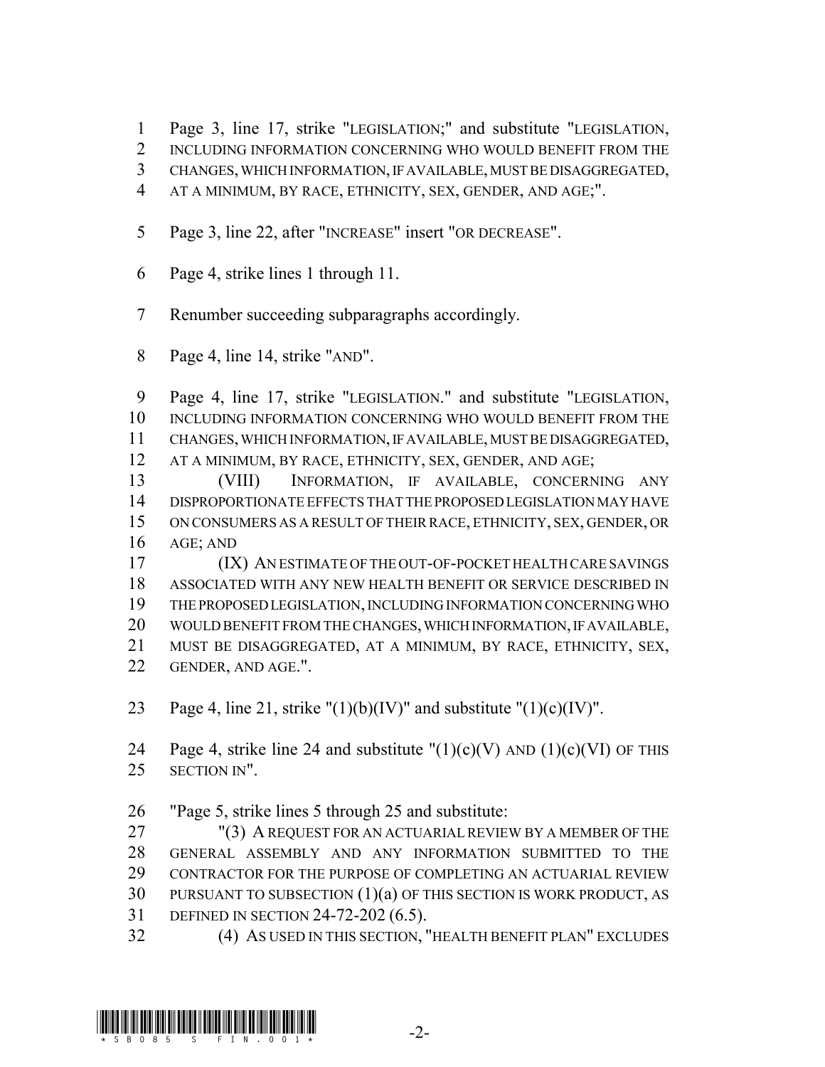Page 3, line 17, strike "LEGISLATION;" and substitute "LEGISLATION, INCLUDING INFORMATION CONCERNING WHO WOULD BENEFIT FROM THE CHANGES, WHICH INFORMATION, IF AVAILABLE, MUST BE DISAGGREGATED, AT A MINIMUM, BY RACE, ETHNICITY, SEX, GENDER, AND AGE;".

Page 3, line 22, after "INCREASE" insert "OR DECREASE".

Page 4, strike lines 1 through 11.

Renumber succeeding subparagraphs accordingly.

Page 4, line 14, strike "AND".

Page 4, line 17, strike "LEGISLATION." and substitute "LEGISLATION, INCLUDING INFORMATION CONCERNING WHO WOULD BENEFIT FROM THE CHANGES, WHICH INFORMATION, IF AVAILABLE, MUST BE DISAGGREGATED, AT A MINIMUM, BY RACE, ETHNICITY, SEX, GENDER, AND AGE;

(VIII) INFORMATION, IF AVAILABLE, CONCERNING ANY DISPROPORTIONATE EFFECTS THAT THE PROPOSED LEGISLATION MAY HAVE ON CONSUMERS AS A RESULT OF THEIR RACE, ETHNICITY, SEX, GENDER, OR AGE; AND

(IX) AN ESTIMATE OF THE OUT-OF-POCKET HEALTH CARE SAVINGS ASSOCIATED WITH ANY NEW HEALTH BENEFIT OR SERVICE DESCRIBED IN THE PROPOSED LEGISLATION, INCLUDING INFORMATION CONCERNING WHO WOULD BENEFIT FROM THE CHANGES, WHICH INFORMATION, IF AVAILABLE, MUST BE DISAGGREGATED, AT A MINIMUM, BY RACE, ETHNICITY, SEX, GENDER, AND AGE.".

Page 4, line 21, strike "(1)(b)(IV)" and substitute "(1)(c)(IV)".

Page 4, strike line 24 and substitute "(1)(c)(V) AND (1)(c)(VI) OF THIS SECTION IN".

"Page 5, strike lines 5 through 25 and substitute:

"(3) A REQUEST FOR AN ACTUARIAL REVIEW BY A MEMBER OF THE GENERAL ASSEMBLY AND ANY INFORMATION SUBMITTED TO THE CONTRACTOR FOR THE PURPOSE OF COMPLETING AN ACTUARIAL REVIEW PURSUANT TO SUBSECTION (1)(a) OF THIS SECTION IS WORK PRODUCT, AS DEFINED IN SECTION 24-72-202 (6.5).

(4) AS USED IN THIS SECTION, "HEALTH BENEFIT PLAN" EXCLUDES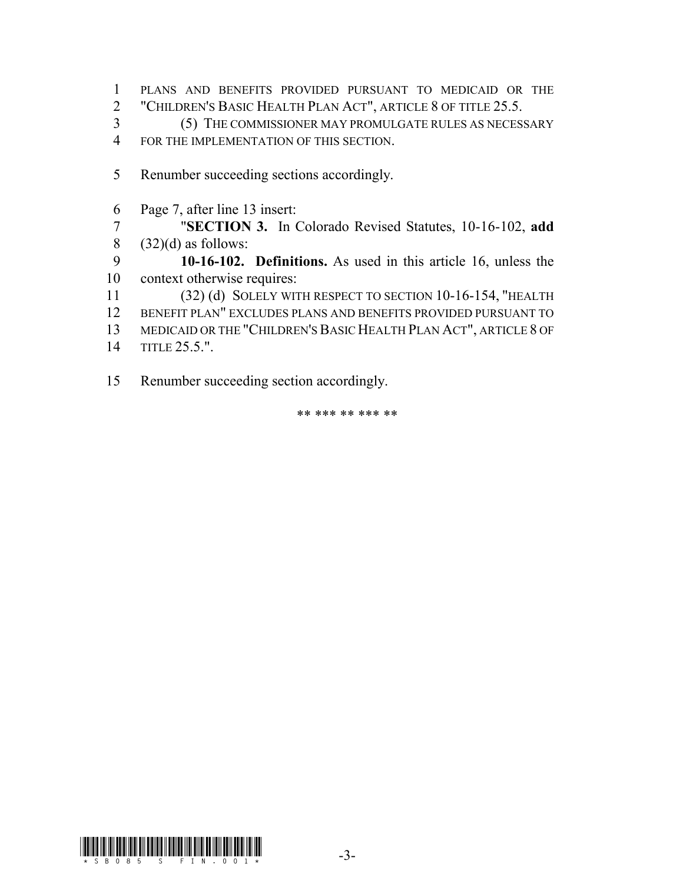PLANS AND BENEFITS PROVIDED PURSUANT TO MEDICAID OR THE "CHILDREN'S BASIC HEALTH PLAN ACT", ARTICLE 8 OF TITLE 25.5.

(5) THE COMMISSIONER MAY PROMULGATE RULES AS NECESSARY FOR THE IMPLEMENTATION OF THIS SECTION.

Renumber succeeding sections accordingly.

Page 7, after line 13 insert:

"**SECTION 3.** In Colorado Revised Statutes, 10-16-102, **add** (32)(d) as follows:

**10-16-102. Definitions.** As used in this article 16, unless the context otherwise requires:

(32) (d) SOLELY WITH RESPECT TO SECTION 10-16-154, "HEALTH BENEFIT PLAN" EXCLUDES PLANS AND BENEFITS PROVIDED PURSUANT TO MEDICAID OR THE "CHILDREN'S BASIC HEALTH PLAN ACT", ARTICLE 8 OF TITLE 25.5.".

Renumber succeeding section accordingly.

** *** ** *** **